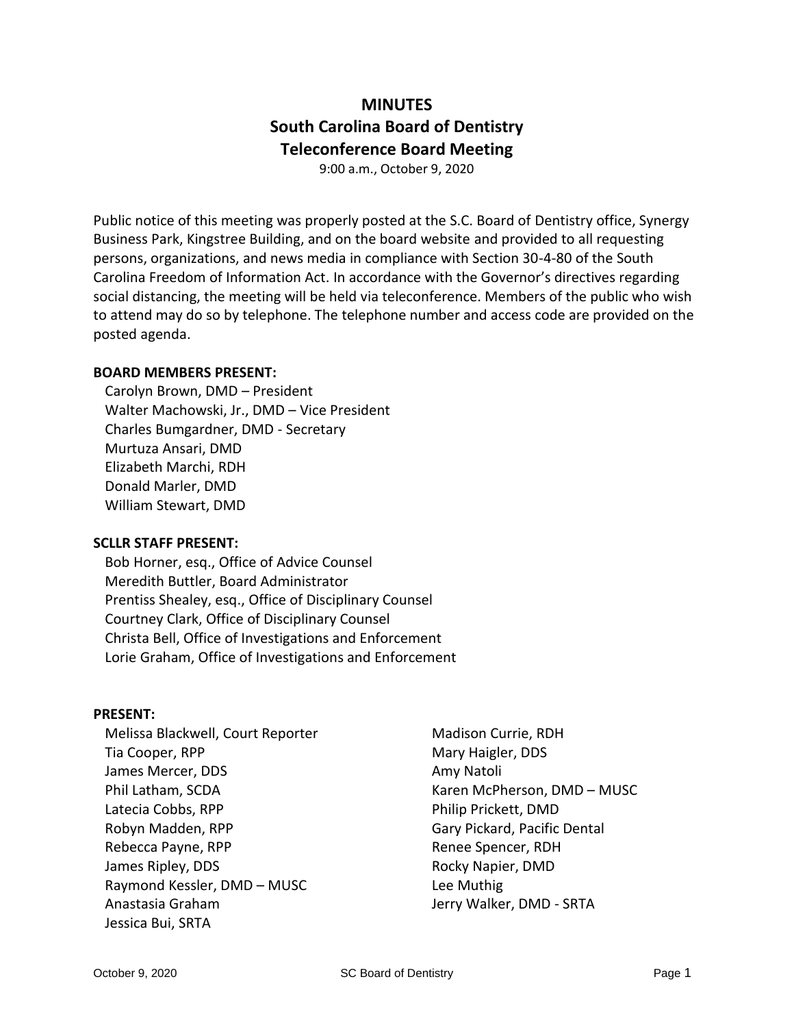# MINUTES
## South Carolina Board of Dentistry
## Teleconference Board Meeting

9:00 a.m., October 9, 2020

Public notice of this meeting was properly posted at the S.C. Board of Dentistry office, Synergy Business Park, Kingstree Building, and on the board website and provided to all requesting persons, organizations, and news media in compliance with Section 30-4-80 of the South Carolina Freedom of Information Act. In accordance with the Governor's directives regarding social distancing, the meeting will be held via teleconference. Members of the public who wish to attend may do so by telephone. The telephone number and access code are provided on the posted agenda.

**BOARD MEMBERS PRESENT:**

Carolyn Brown, DMD – President
Walter Machowski, Jr., DMD – Vice President
Charles Bumgardner, DMD - Secretary
Murtuza Ansari, DMD
Elizabeth Marchi, RDH
Donald Marler, DMD
William Stewart, DMD

**SCLLR STAFF PRESENT:**

Bob Horner, esq., Office of Advice Counsel
Meredith Buttler, Board Administrator
Prentiss Shealey, esq., Office of Disciplinary Counsel
Courtney Clark, Office of Disciplinary Counsel
Christa Bell, Office of Investigations and Enforcement
Lorie Graham, Office of Investigations and Enforcement

**PRESENT:**

Melissa Blackwell, Court Reporter
Tia Cooper, RPP
James Mercer, DDS
Phil Latham, SCDA
Latecia Cobbs, RPP
Robyn Madden, RPP
Rebecca Payne, RPP
James Ripley, DDS
Raymond Kessler, DMD – MUSC
Anastasia Graham
Jessica Bui, SRTA
Madison Currie, RDH
Mary Haigler, DDS
Amy Natoli
Karen McPherson, DMD – MUSC
Philip Prickett, DMD
Gary Pickard, Pacific Dental
Renee Spencer, RDH
Rocky Napier, DMD
Lee Muthig
Jerry Walker, DMD - SRTA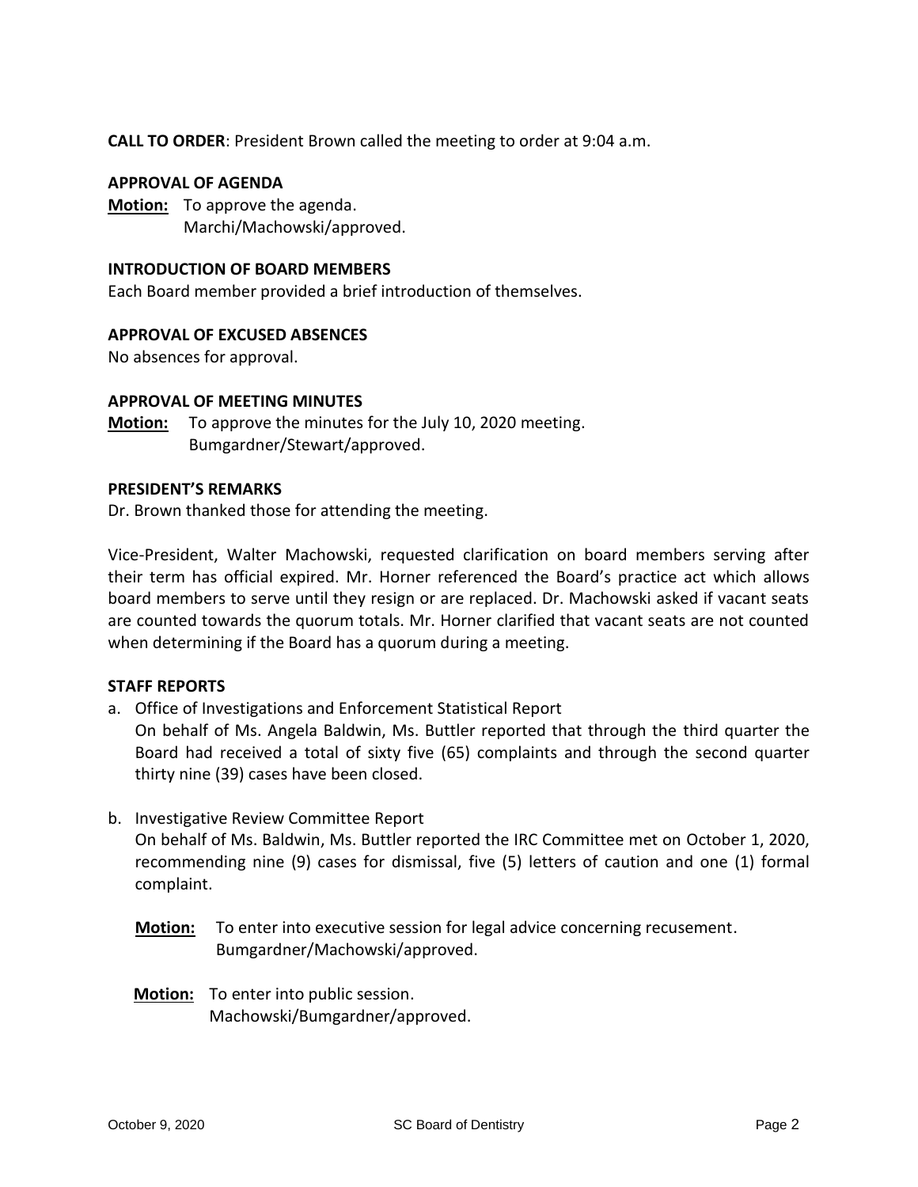**CALL TO ORDER**: President Brown called the meeting to order at 9:04 a.m.

**APPROVAL OF AGENDA**

**Motion:** To approve the agenda.
Marchi/Machowski/approved.

**INTRODUCTION OF BOARD MEMBERS**

Each Board member provided a brief introduction of themselves.

**APPROVAL OF EXCUSED ABSENCES**

No absences for approval.

**APPROVAL OF MEETING MINUTES**

**Motion:** To approve the minutes for the July 10, 2020 meeting.
Bumgardner/Stewart/approved.

**PRESIDENT'S REMARKS**

Dr. Brown thanked those for attending the meeting.

Vice-President, Walter Machowski, requested clarification on board members serving after their term has official expired. Mr. Horner referenced the Board's practice act which allows board members to serve until they resign or are replaced. Dr. Machowski asked if vacant seats are counted towards the quorum totals. Mr. Horner clarified that vacant seats are not counted when determining if the Board has a quorum during a meeting.

**STAFF REPORTS**

a. Office of Investigations and Enforcement Statistical Report
   On behalf of Ms. Angela Baldwin, Ms. Buttler reported that through the third quarter the Board had received a total of sixty five (65) complaints and through the second quarter thirty nine (39) cases have been closed.

b. Investigative Review Committee Report
   On behalf of Ms. Baldwin, Ms. Buttler reported the IRC Committee met on October 1, 2020, recommending nine (9) cases for dismissal, five (5) letters of caution and one (1) formal complaint.

   **Motion:** To enter into executive session for legal advice concerning recusement.
   Bumgardner/Machowski/approved.

   **Motion:** To enter into public session.
   Machowski/Bumgardner/approved.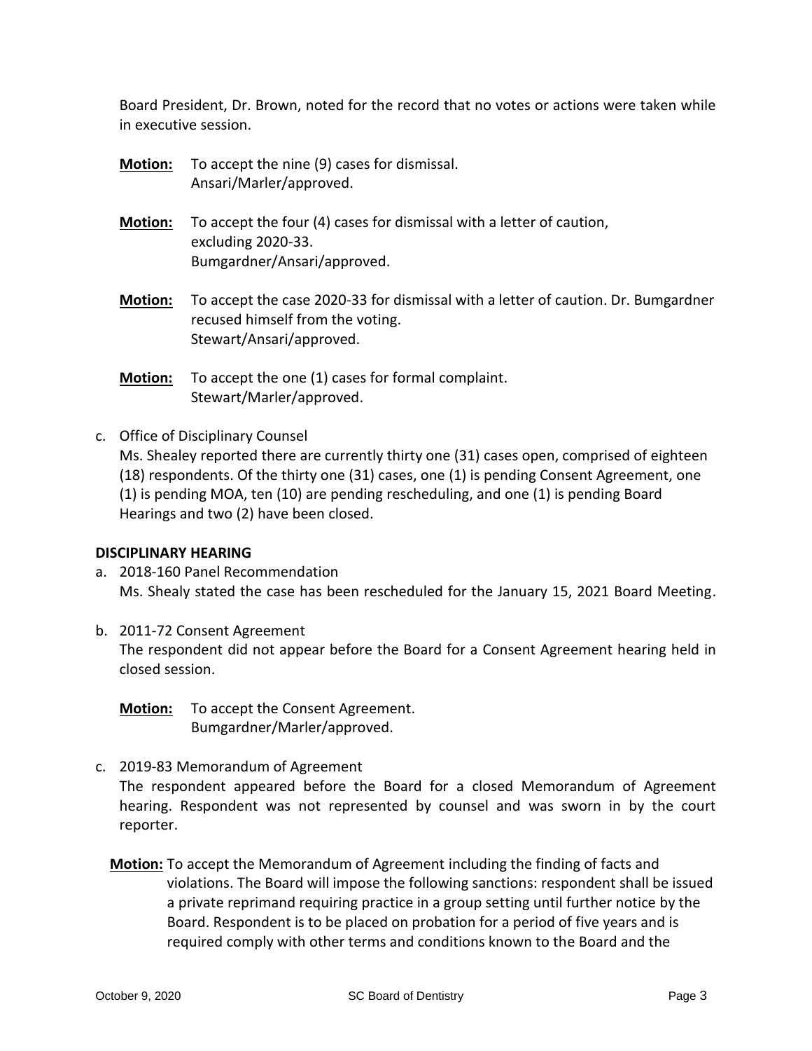Board President, Dr. Brown, noted for the record that no votes or actions were taken while in executive session.

**Motion:** To accept the nine (9) cases for dismissal.
Ansari/Marler/approved.

**Motion:** To accept the four (4) cases for dismissal with a letter of caution, excluding 2020-33.
Bumgardner/Ansari/approved.

**Motion:** To accept the case 2020-33 for dismissal with a letter of caution. Dr. Bumgardner recused himself from the voting.
Stewart/Ansari/approved.

**Motion:** To accept the one (1) cases for formal complaint.
Stewart/Marler/approved.

c. Office of Disciplinary Counsel
Ms. Shealey reported there are currently thirty one (31) cases open, comprised of eighteen (18) respondents. Of the thirty one (31) cases, one (1) is pending Consent Agreement, one (1) is pending MOA, ten (10) are pending rescheduling, and one (1) is pending Board Hearings and two (2) have been closed.

**DISCIPLINARY HEARING**

a. 2018-160 Panel Recommendation
Ms. Shealy stated the case has been rescheduled for the January 15, 2021 Board Meeting.

b. 2011-72 Consent Agreement
The respondent did not appear before the Board for a Consent Agreement hearing held in closed session.

**Motion:** To accept the Consent Agreement.
Bumgardner/Marler/approved.

c. 2019-83 Memorandum of Agreement
The respondent appeared before the Board for a closed Memorandum of Agreement hearing. Respondent was not represented by counsel and was sworn in by the court reporter.

**Motion:** To accept the Memorandum of Agreement including the finding of facts and violations. The Board will impose the following sanctions: respondent shall be issued a private reprimand requiring practice in a group setting until further notice by the Board. Respondent is to be placed on probation for a period of five years and is required comply with other terms and conditions known to the Board and the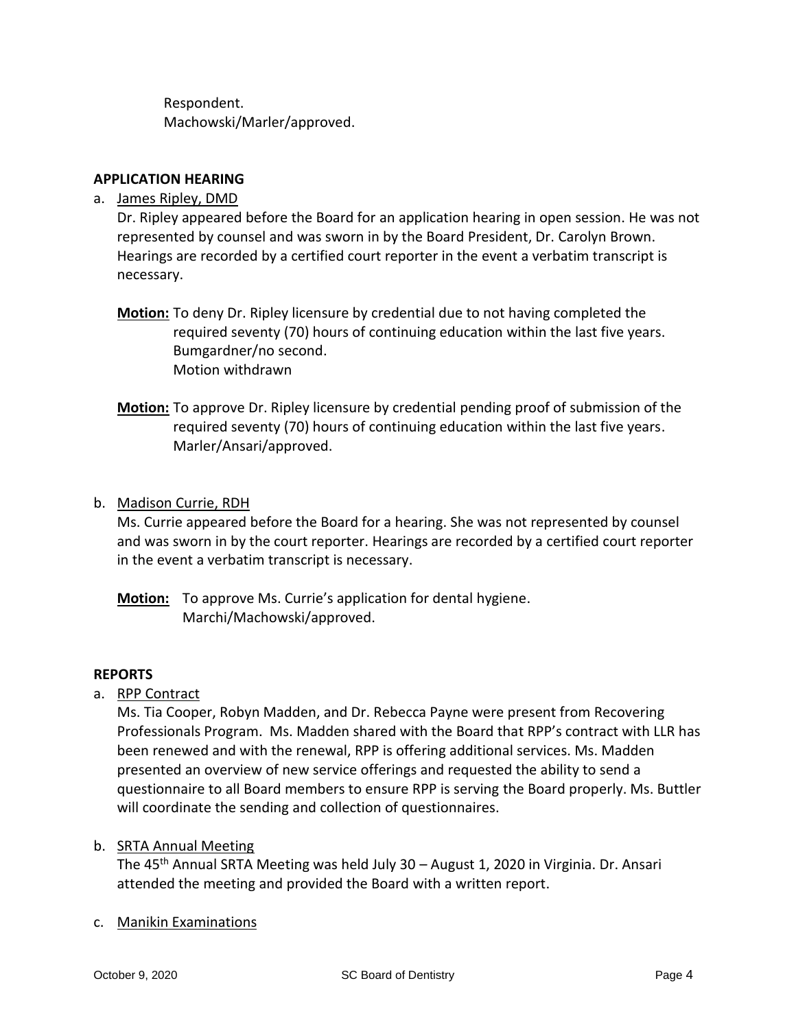Respondent.
Machowski/Marler/approved.

**APPLICATION HEARING**

a. James Ripley, DMD

Dr. Ripley appeared before the Board for an application hearing in open session. He was not represented by counsel and was sworn in by the Board President, Dr. Carolyn Brown. Hearings are recorded by a certified court reporter in the event a verbatim transcript is necessary.

**Motion:** To deny Dr. Ripley licensure by credential due to not having completed the required seventy (70) hours of continuing education within the last five years.
Bumgardner/no second.
Motion withdrawn

**Motion:** To approve Dr. Ripley licensure by credential pending proof of submission of the required seventy (70) hours of continuing education within the last five years.
Marler/Ansari/approved.

b. Madison Currie, RDH

Ms. Currie appeared before the Board for a hearing. She was not represented by counsel and was sworn in by the court reporter. Hearings are recorded by a certified court reporter in the event a verbatim transcript is necessary.

**Motion:** To approve Ms. Currie's application for dental hygiene.
Marchi/Machowski/approved.

**REPORTS**

a. RPP Contract

Ms. Tia Cooper, Robyn Madden, and Dr. Rebecca Payne were present from Recovering Professionals Program. Ms. Madden shared with the Board that RPP's contract with LLR has been renewed and with the renewal, RPP is offering additional services. Ms. Madden presented an overview of new service offerings and requested the ability to send a questionnaire to all Board members to ensure RPP is serving the Board properly. Ms. Buttler will coordinate the sending and collection of questionnaires.

b. SRTA Annual Meeting

The 45th Annual SRTA Meeting was held July 30 – August 1, 2020 in Virginia. Dr. Ansari attended the meeting and provided the Board with a written report.

c. Manikin Examinations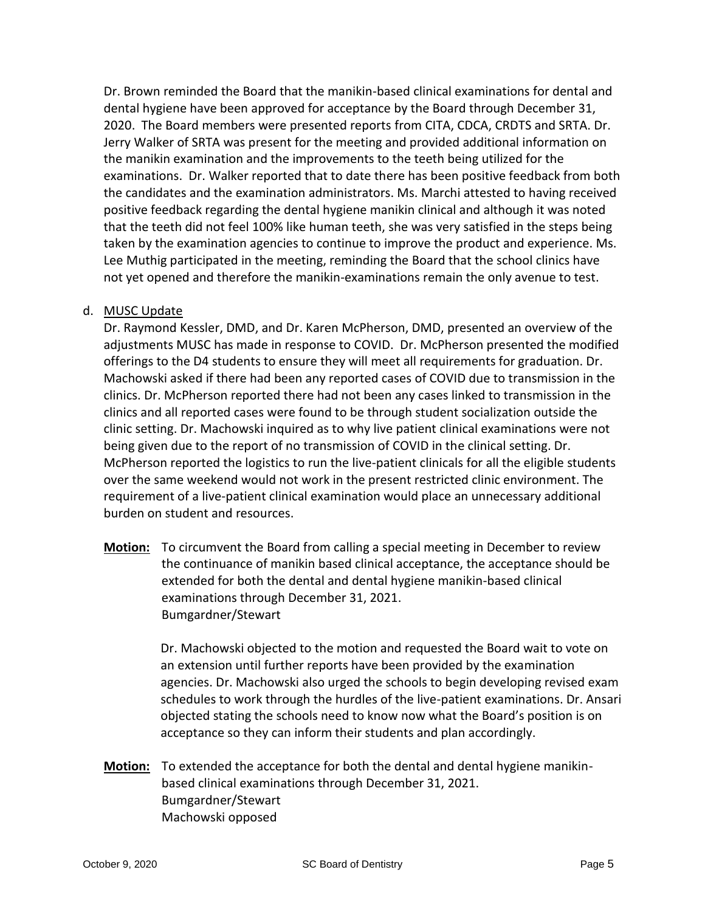Dr. Brown reminded the Board that the manikin-based clinical examinations for dental and dental hygiene have been approved for acceptance by the Board through December 31, 2020. The Board members were presented reports from CITA, CDCA, CRDTS and SRTA. Dr. Jerry Walker of SRTA was present for the meeting and provided additional information on the manikin examination and the improvements to the teeth being utilized for the examinations. Dr. Walker reported that to date there has been positive feedback from both the candidates and the examination administrators. Ms. Marchi attested to having received positive feedback regarding the dental hygiene manikin clinical and although it was noted that the teeth did not feel 100% like human teeth, she was very satisfied in the steps being taken by the examination agencies to continue to improve the product and experience. Ms. Lee Muthig participated in the meeting, reminding the Board that the school clinics have not yet opened and therefore the manikin-examinations remain the only avenue to test.

d. MUSC Update

Dr. Raymond Kessler, DMD, and Dr. Karen McPherson, DMD, presented an overview of the adjustments MUSC has made in response to COVID. Dr. McPherson presented the modified offerings to the D4 students to ensure they will meet all requirements for graduation. Dr. Machowski asked if there had been any reported cases of COVID due to transmission in the clinics. Dr. McPherson reported there had not been any cases linked to transmission in the clinics and all reported cases were found to be through student socialization outside the clinic setting. Dr. Machowski inquired as to why live patient clinical examinations were not being given due to the report of no transmission of COVID in the clinical setting. Dr. McPherson reported the logistics to run the live-patient clinicals for all the eligible students over the same weekend would not work in the present restricted clinic environment. The requirement of a live-patient clinical examination would place an unnecessary additional burden on student and resources.

**Motion:** To circumvent the Board from calling a special meeting in December to review the continuance of manikin based clinical acceptance, the acceptance should be extended for both the dental and dental hygiene manikin-based clinical examinations through December 31, 2021.
Bumgardner/Stewart

Dr. Machowski objected to the motion and requested the Board wait to vote on an extension until further reports have been provided by the examination agencies. Dr. Machowski also urged the schools to begin developing revised exam schedules to work through the hurdles of the live-patient examinations. Dr. Ansari objected stating the schools need to know now what the Board's position is on acceptance so they can inform their students and plan accordingly.

**Motion:** To extended the acceptance for both the dental and dental hygiene manikin-based clinical examinations through December 31, 2021.
Bumgardner/Stewart
Machowski opposed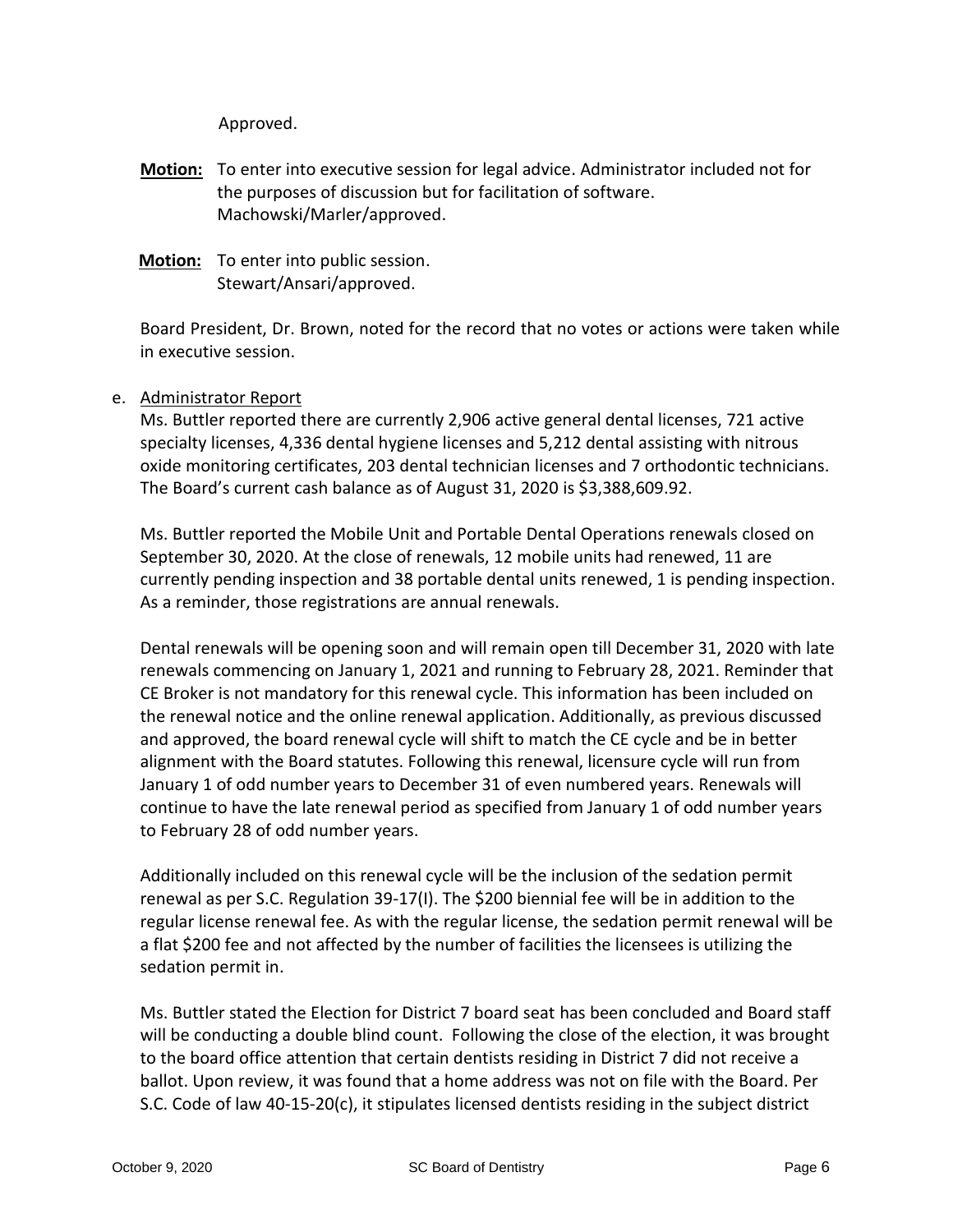Approved.

**Motion:** To enter into executive session for legal advice. Administrator included not for the purposes of discussion but for facilitation of software.
Machowski/Marler/approved.

**Motion:** To enter into public session.
Stewart/Ansari/approved.

Board President, Dr. Brown, noted for the record that no votes or actions were taken while in executive session.

e. Administrator Report

Ms. Buttler reported there are currently 2,906 active general dental licenses, 721 active specialty licenses, 4,336 dental hygiene licenses and 5,212 dental assisting with nitrous oxide monitoring certificates, 203 dental technician licenses and 7 orthodontic technicians. The Board's current cash balance as of August 31, 2020 is $3,388,609.92.

Ms. Buttler reported the Mobile Unit and Portable Dental Operations renewals closed on September 30, 2020. At the close of renewals, 12 mobile units had renewed, 11 are currently pending inspection and 38 portable dental units renewed, 1 is pending inspection. As a reminder, those registrations are annual renewals.

Dental renewals will be opening soon and will remain open till December 31, 2020 with late renewals commencing on January 1, 2021 and running to February 28, 2021. Reminder that CE Broker is not mandatory for this renewal cycle. This information has been included on the renewal notice and the online renewal application. Additionally, as previous discussed and approved, the board renewal cycle will shift to match the CE cycle and be in better alignment with the Board statutes. Following this renewal, licensure cycle will run from January 1 of odd number years to December 31 of even numbered years. Renewals will continue to have the late renewal period as specified from January 1 of odd number years to February 28 of odd number years.

Additionally included on this renewal cycle will be the inclusion of the sedation permit renewal as per S.C. Regulation 39-17(I). The $200 biennial fee will be in addition to the regular license renewal fee. As with the regular license, the sedation permit renewal will be a flat $200 fee and not affected by the number of facilities the licensees is utilizing the sedation permit in.

Ms. Buttler stated the Election for District 7 board seat has been concluded and Board staff will be conducting a double blind count. Following the close of the election, it was brought to the board office attention that certain dentists residing in District 7 did not receive a ballot. Upon review, it was found that a home address was not on file with the Board. Per S.C. Code of law 40-15-20(c), it stipulates licensed dentists residing in the subject district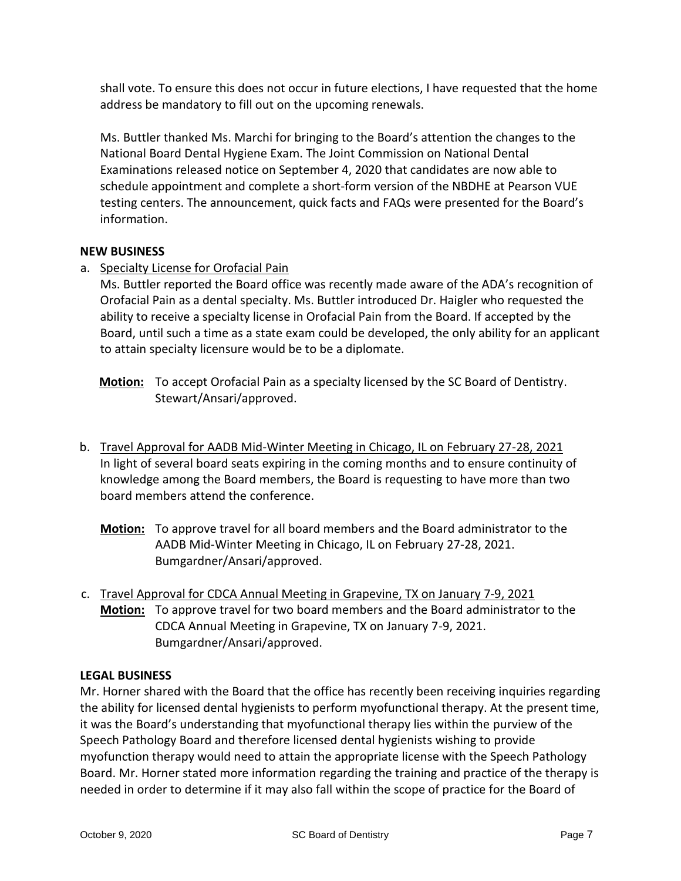shall vote. To ensure this does not occur in future elections, I have requested that the home address be mandatory to fill out on the upcoming renewals.

Ms. Buttler thanked Ms. Marchi for bringing to the Board's attention the changes to the National Board Dental Hygiene Exam. The Joint Commission on National Dental Examinations released notice on September 4, 2020 that candidates are now able to schedule appointment and complete a short-form version of the NBDHE at Pearson VUE testing centers. The announcement, quick facts and FAQs were presented for the Board's information.

**NEW BUSINESS**

a. Specialty License for Orofacial Pain

Ms. Buttler reported the Board office was recently made aware of the ADA's recognition of Orofacial Pain as a dental specialty. Ms. Buttler introduced Dr. Haigler who requested the ability to receive a specialty license in Orofacial Pain from the Board. If accepted by the Board, until such a time as a state exam could be developed, the only ability for an applicant to attain specialty licensure would be to be a diplomate.

**Motion:** To accept Orofacial Pain as a specialty licensed by the SC Board of Dentistry. Stewart/Ansari/approved.

b. Travel Approval for AADB Mid-Winter Meeting in Chicago, IL on February 27-28, 2021

In light of several board seats expiring in the coming months and to ensure continuity of knowledge among the Board members, the Board is requesting to have more than two board members attend the conference.

**Motion:** To approve travel for all board members and the Board administrator to the AADB Mid-Winter Meeting in Chicago, IL on February 27-28, 2021. Bumgardner/Ansari/approved.

c. Travel Approval for CDCA Annual Meeting in Grapevine, TX on January 7-9, 2021

**Motion:** To approve travel for two board members and the Board administrator to the CDCA Annual Meeting in Grapevine, TX on January 7-9, 2021. Bumgardner/Ansari/approved.

**LEGAL BUSINESS**

Mr. Horner shared with the Board that the office has recently been receiving inquiries regarding the ability for licensed dental hygienists to perform myofunctional therapy. At the present time, it was the Board's understanding that myofunctional therapy lies within the purview of the Speech Pathology Board and therefore licensed dental hygienists wishing to provide myofunction therapy would need to attain the appropriate license with the Speech Pathology Board. Mr. Horner stated more information regarding the training and practice of the therapy is needed in order to determine if it may also fall within the scope of practice for the Board of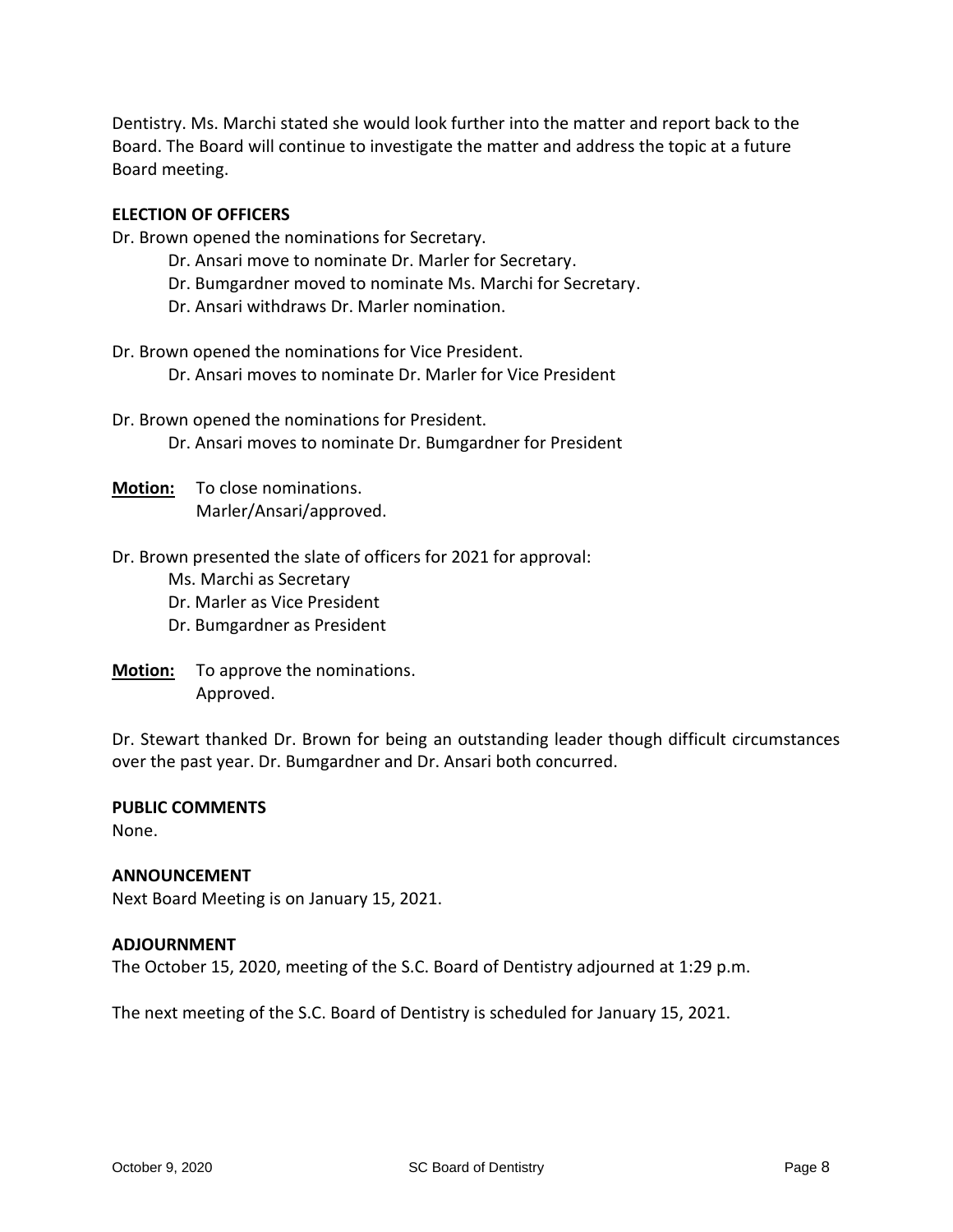Dentistry. Ms. Marchi stated she would look further into the matter and report back to the Board. The Board will continue to investigate the matter and address the topic at a future Board meeting.

**ELECTION OF OFFICERS**

Dr. Brown opened the nominations for Secretary.

Dr. Ansari move to nominate Dr. Marler for Secretary.
Dr. Bumgardner moved to nominate Ms. Marchi for Secretary.
Dr. Ansari withdraws Dr. Marler nomination.

Dr. Brown opened the nominations for Vice President.

Dr. Ansari moves to nominate Dr. Marler for Vice President

Dr. Brown opened the nominations for President.

Dr. Ansari moves to nominate Dr. Bumgardner for President

**Motion:** To close nominations.
Marler/Ansari/approved.

Dr. Brown presented the slate of officers for 2021 for approval:

Ms. Marchi as Secretary
Dr. Marler as Vice President
Dr. Bumgardner as President

**Motion:** To approve the nominations.
Approved.

Dr. Stewart thanked Dr. Brown for being an outstanding leader though difficult circumstances over the past year. Dr. Bumgardner and Dr. Ansari both concurred.

**PUBLIC COMMENTS**

None.

**ANNOUNCEMENT**

Next Board Meeting is on January 15, 2021.

**ADJOURNMENT**

The October 15, 2020, meeting of the S.C. Board of Dentistry adjourned at 1:29 p.m.

The next meeting of the S.C. Board of Dentistry is scheduled for January 15, 2021.